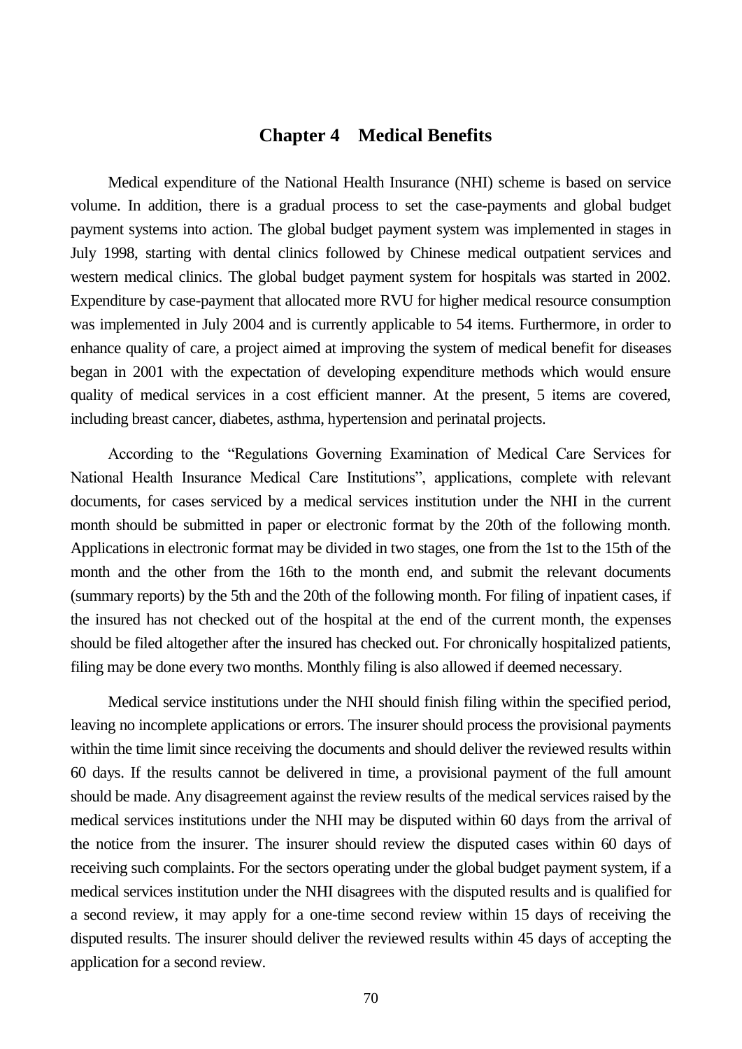# Chapter 4 Medical Benefits

Medical expenditure of the National Health Insurance (NHI) scheme is based on service volume. In addition, there is a gradual process to set the case-payments and global budget payment systems into action. The global budget payment system was implemented in stages in July 1998, starting with dental clinics followed by Chinese medical outpatient services and western medical clinics. The global budget payment system for hospitals was started in 2002. Expenditure by case-payment that allocated more RVU for higher medical resource consumption was implemented in July 2004 and is currently applicable to 54 items. Furthermore, in order to enhance quality of care, a project aimed at improving the system of medical benefit for diseases began in 2001 with the expectation of developing expenditure methods which would ensure quality of medical services in a cost efficient manner. At the present, 5 items are covered, including breast cancer, diabetes, asthma, hypertension and perinatal projects.

According to the "Regulations Governing Examination of Medical Care Services for National Health Insurance Medical Care Institutions", applications, complete with relevant documents, for cases serviced by a medical services institution under the NHI in the current month should be submitted in paper or electronic format by the 20th of the following month. Applications in electronic format may be divided in two stages, one from the 1st to the 15th of the month and the other from the 16th to the month end, and submit the relevant documents (summary reports) by the 5th and the 20th of the following month. For filing of inpatient cases, if the insured has not checked out of the hospital at the end of the current month, the expenses should be filed altogether after the insured has checked out. For chronically hospitalized patients, filing may be done every two months. Monthly filing is also allowed if deemed necessary.

Medical service institutions under the NHI should finish filing within the specified period, leaving no incomplete applications or errors. The insurer should process the provisional payments within the time limit since receiving the documents and should deliver the reviewed results within 60 days. If the results cannot be delivered in time, a provisional payment of the full amount should be made. Any disagreement against the review results of the medical services raised by the medical services institutions under the NHI may be disputed within 60 days from the arrival of the notice from the insurer. The insurer should review the disputed cases within 60 days of receiving such complaints. For the sectors operating under the global budget payment system, if a medical services institution under the NHI disagrees with the disputed results and is qualified for a second review, it may apply for a one-time second review within 15 days of receiving the disputed results. The insurer should deliver the reviewed results within 45 days of accepting the application for a second review.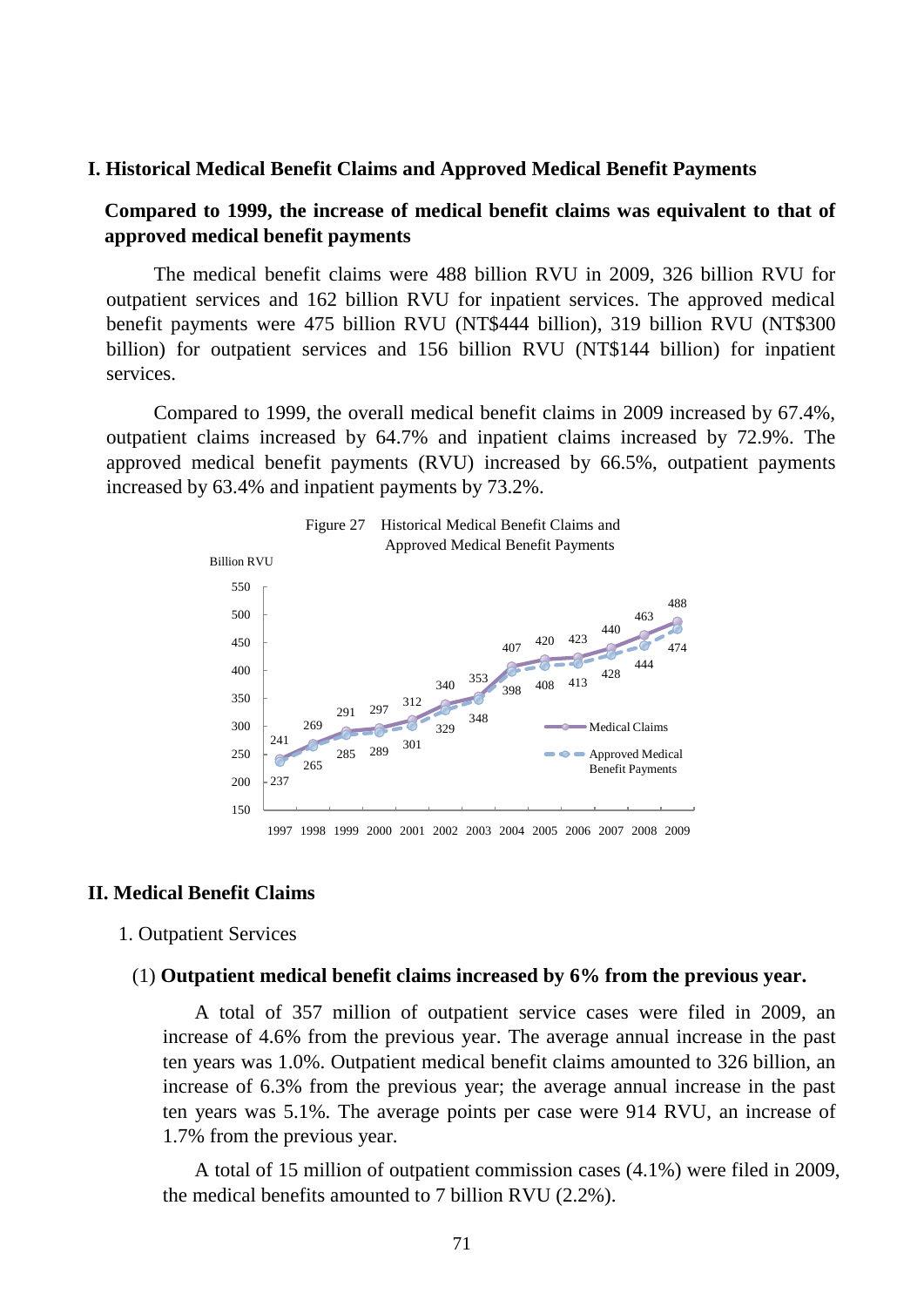## I. Historical Medical Benefit Claims and Approved Medical Benefit Payments

**Compared to 1999, the increase of medical benefit claims was equivalent to that of approved medical benefit payments**

The medical benefit claims were 488 billion RVU in 2009, 326 billion RVU for outpatient services and 162 billion RVU for inpatient services. The approved medical benefit payments were 475 billion RVU (NT$444 billion), 319 billion RVU (NT$300 billion) for outpatient services and 156 billion RVU (NT$144 billion) for inpatient services.

Compared to 1999, the overall medical benefit claims in 2009 increased by 67.4%, outpatient claims increased by 64.7% and inpatient claims increased by 72.9%. The approved medical benefit payments (RVU) increased by 66.5%, outpatient payments increased by 63.4% and inpatient payments by 73.2%.

Figure 27 Historical Medical Benefit Claims and Approved Medical Benefit Payments

Billion RVU

| Year | Medical Claims | Approved Medical Benefit Payments |
|---|---|---|
| 1997 | 241 | 237 |
| 1998 | 269 | 265 |
| 1999 | 291 | 285 |
| 2000 | 297 | 289 |
| 2001 | 312 | 301 |
| 2002 | 340 | 329 |
| 2003 | 353 | 348 |
| 2004 | 407 | 398 |
| 2005 | 420 | 408 |
| 2006 | 423 | 413 |
| 2007 | 440 | 428 |
| 2008 | 463 | 444 |
| 2009 | 488 | 474 |

## II. Medical Benefit Claims

1. Outpatient Services

(1) **Outpatient medical benefit claims increased by 6% from the previous year.**

A total of 357 million of outpatient service cases were filed in 2009, an increase of 4.6% from the previous year. The average annual increase in the past ten years was 1.0%. Outpatient medical benefit claims amounted to 326 billion, an increase of 6.3% from the previous year; the average annual increase in the past ten years was 5.1%. The average points per case were 914 RVU, an increase of 1.7% from the previous year.

A total of 15 million of outpatient commission cases (4.1%) were filed in 2009, the medical benefits amounted to 7 billion RVU (2.2%).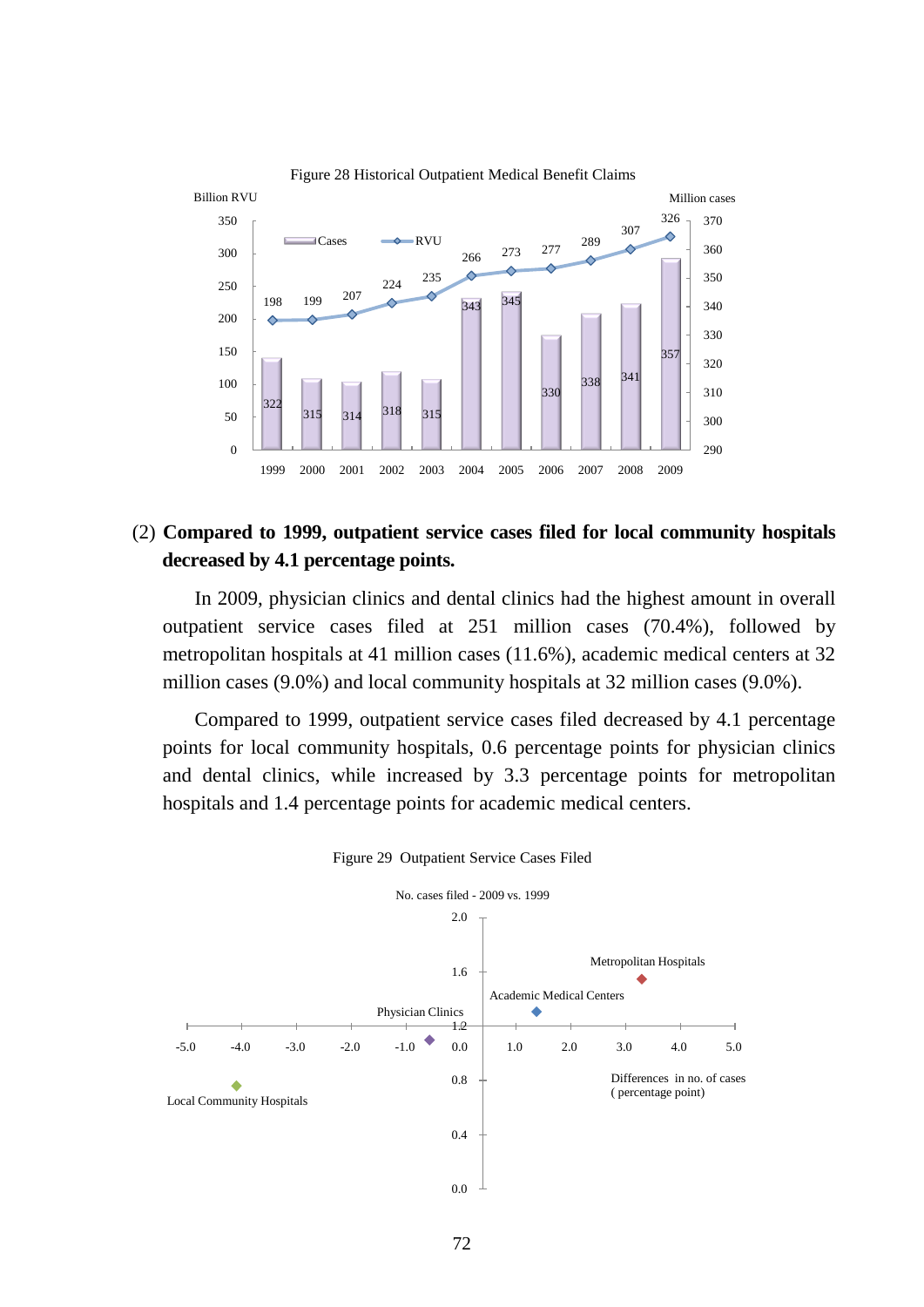Figure 28 Historical Outpatient Medical Benefit Claims

| Year | 1999 | 2000 | 2001 | 2002 | 2003 | 2004 | 2005 | 2006 | 2007 | 2008 | 2009 |
|---|---|---|---|---|---|---|---|---|---|---|---|
| RVU (Billion RVU) | 198 | 199 | 207 | 224 | 235 | 266 | 273 | 277 | 289 | 307 | 326 |
| Cases (Million cases) | 322 | 315 | 314 | 318 | 315 | 343 | 345 | 330 | 338 | 341 | 357 |

(2) **Compared to 1999, outpatient service cases filed for local community hospitals decreased by 4.1 percentage points.**

In 2009, physician clinics and dental clinics had the highest amount in overall outpatient service cases filed at 251 million cases (70.4%), followed by metropolitan hospitals at 41 million cases (11.6%), academic medical centers at 32 million cases (9.0%) and local community hospitals at 32 million cases (9.0%).

Compared to 1999, outpatient service cases filed decreased by 4.1 percentage points for local community hospitals, 0.6 percentage points for physician clinics and dental clinics, while increased by 3.3 percentage points for metropolitan hospitals and 1.4 percentage points for academic medical centers.

Figure 29 Outpatient Service Cases Filed

(Y-axis: No. cases filed - 2009 vs. 1999; X-axis: Differences in no. of cases (percentage point))

| Category | Differences in no. of cases (percentage point) |
|---|---|
| Local Community Hospitals | -4.1 |
| Physician Clinics | -0.6 |
| Academic Medical Centers | 1.4 |
| Metropolitan Hospitals | 3.3 |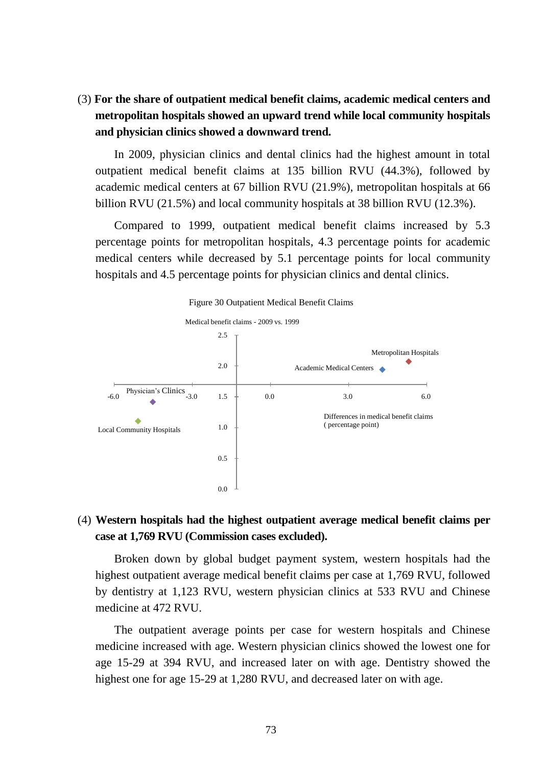(3) **For the share of outpatient medical benefit claims, academic medical centers and metropolitan hospitals showed an upward trend while local community hospitals and physician clinics showed a downward trend.**

In 2009, physician clinics and dental clinics had the highest amount in total outpatient medical benefit claims at 135 billion RVU (44.3%), followed by academic medical centers at 67 billion RVU (21.9%), metropolitan hospitals at 66 billion RVU (21.5%) and local community hospitals at 38 billion RVU (12.3%).

Compared to 1999, outpatient medical benefit claims increased by 5.3 percentage points for metropolitan hospitals, 4.3 percentage points for academic medical centers while decreased by 5.1 percentage points for local community hospitals and 4.5 percentage points for physician clinics and dental clinics.

Figure 30 Outpatient Medical Benefit Claims

Medical benefit claims - 2009 vs. 1999

Metropolitan Hospitals

Academic Medical Centers

Physician's Clinics

Local Community Hospitals

Differences in medical benefit claims ( percentage point)

(4) **Western hospitals had the highest outpatient average medical benefit claims per case at 1,769 RVU (Commission cases excluded).**

Broken down by global budget payment system, western hospitals had the highest outpatient average medical benefit claims per case at 1,769 RVU, followed by dentistry at 1,123 RVU, western physician clinics at 533 RVU and Chinese medicine at 472 RVU.

The outpatient average points per case for western hospitals and Chinese medicine increased with age. Western physician clinics showed the lowest one for age 15-29 at 394 RVU, and increased later on with age. Dentistry showed the highest one for age 15-29 at 1,280 RVU, and decreased later on with age.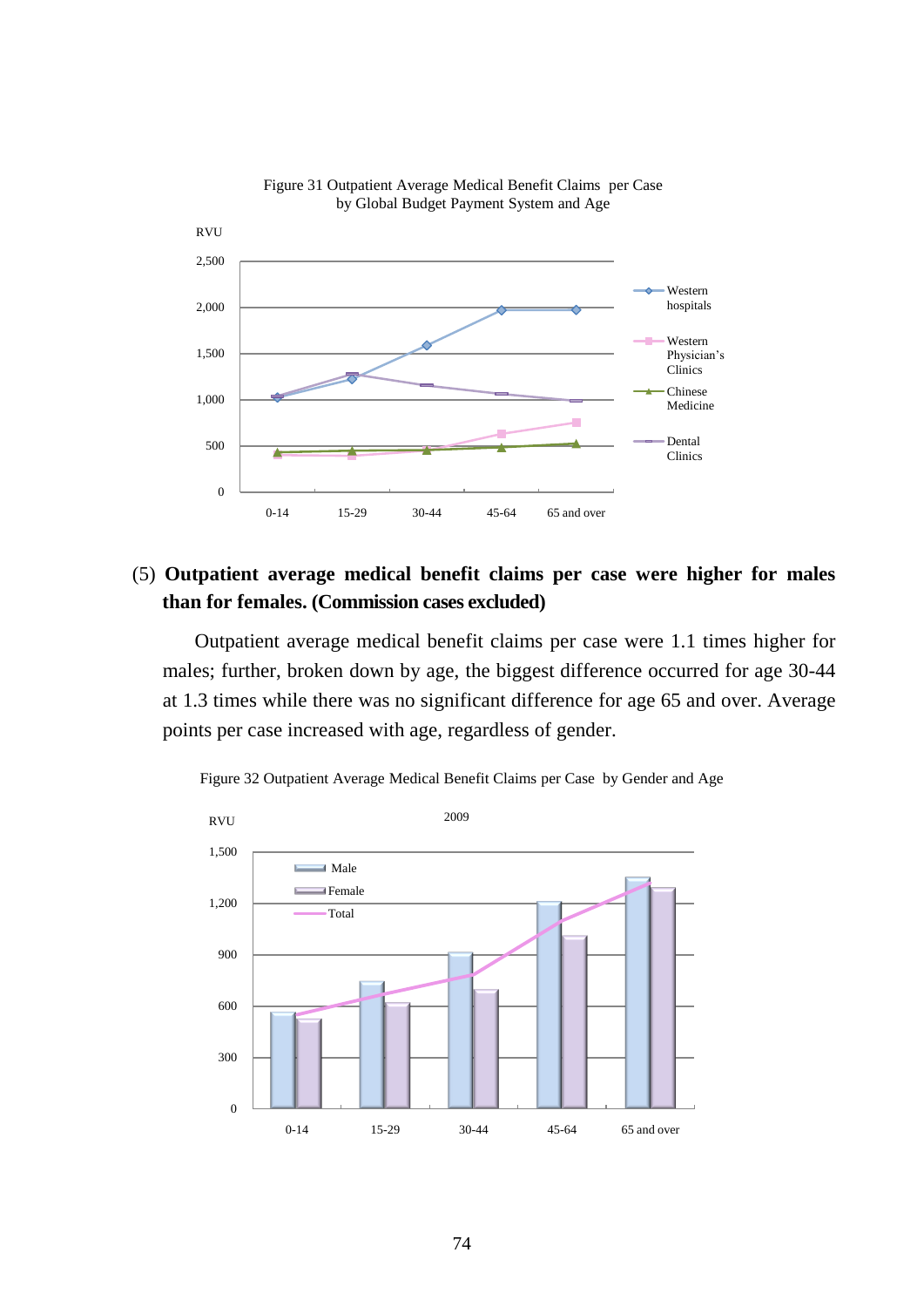Figure 31 Outpatient Average Medical Benefit Claims per Case by Global Budget Payment System and Age

(5) **Outpatient average medical benefit claims per case were higher for males than for females. (Commission cases excluded)**

Outpatient average medical benefit claims per case were 1.1 times higher for males; further, broken down by age, the biggest difference occurred for age 30-44 at 1.3 times while there was no significant difference for age 65 and over. Average points per case increased with age, regardless of gender.

Figure 32 Outpatient Average Medical Benefit Claims per Case by Gender and Age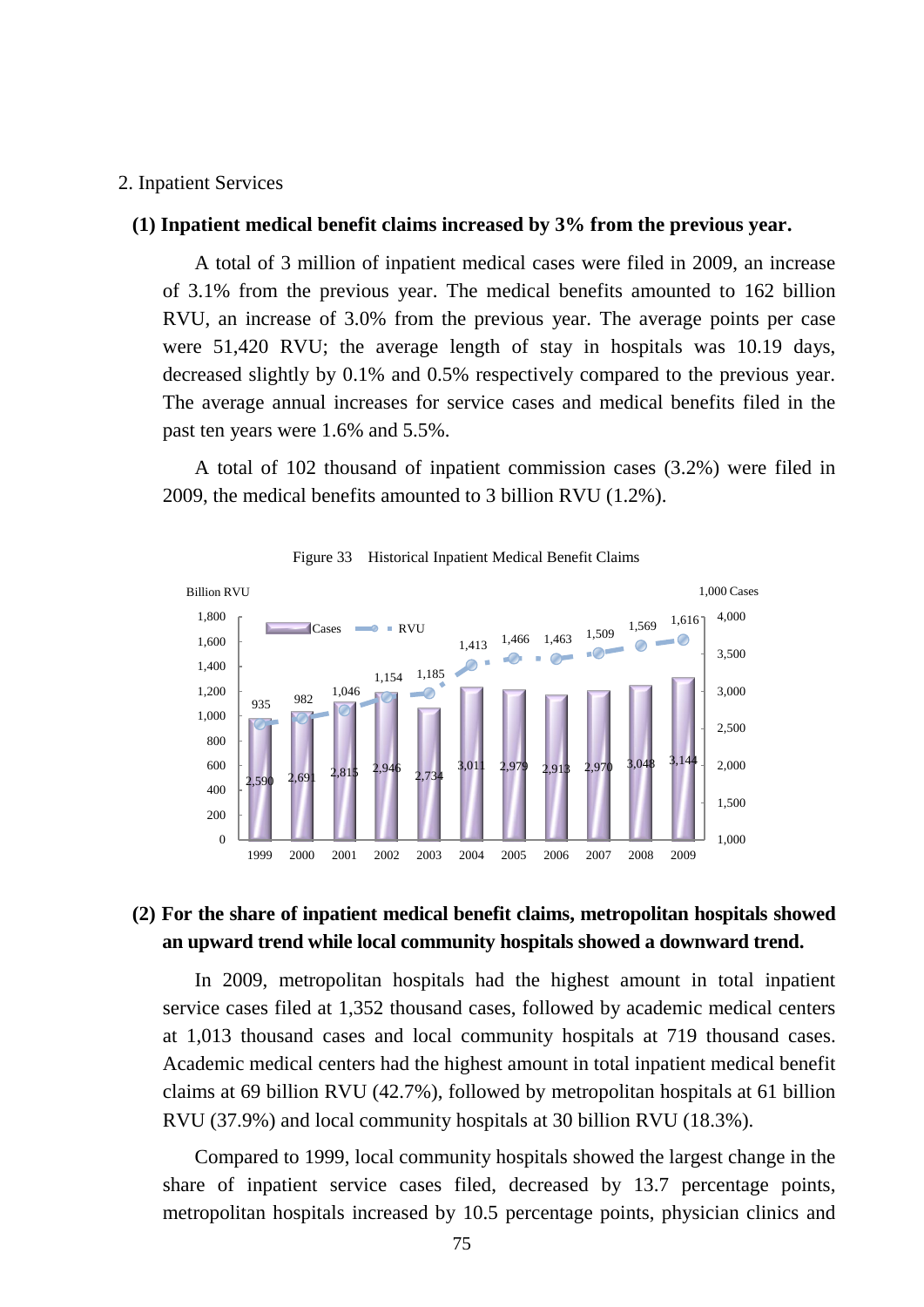2. Inpatient Services

**(1) Inpatient medical benefit claims increased by 3% from the previous year.**

A total of 3 million of inpatient medical cases were filed in 2009, an increase of 3.1% from the previous year. The medical benefits amounted to 162 billion RVU, an increase of 3.0% from the previous year. The average points per case were 51,420 RVU; the average length of stay in hospitals was 10.19 days, decreased slightly by 0.1% and 0.5% respectively compared to the previous year. The average annual increases for service cases and medical benefits filed in the past ten years were 1.6% and 5.5%.

A total of 102 thousand of inpatient commission cases (3.2%) were filed in 2009, the medical benefits amounted to 3 billion RVU (1.2%).

Figure 33 Historical Inpatient Medical Benefit Claims

| Year | Cases (1,000 Cases) | RVU |
|---|---|---|
| 1999 | 2,590 | 935 |
| 2000 | 2,691 | 982 |
| 2001 | 2,815 | 1,046 |
| 2002 | 2,946 | 1,154 |
| 2003 | 2,734 | 1,185 |
| 2004 | 3,011 | 1,413 |
| 2005 | 2,979 | 1,466 |
| 2006 | 2,913 | 1,463 |
| 2007 | 2,970 | 1,509 |
| 2008 | 3,048 | 1,569 |
| 2009 | 3,144 | 1,616 |

**(2) For the share of inpatient medical benefit claims, metropolitan hospitals showed an upward trend while local community hospitals showed a downward trend.**

In 2009, metropolitan hospitals had the highest amount in total inpatient service cases filed at 1,352 thousand cases, followed by academic medical centers at 1,013 thousand cases and local community hospitals at 719 thousand cases. Academic medical centers had the highest amount in total inpatient medical benefit claims at 69 billion RVU (42.7%), followed by metropolitan hospitals at 61 billion RVU (37.9%) and local community hospitals at 30 billion RVU (18.3%).

Compared to 1999, local community hospitals showed the largest change in the share of inpatient service cases filed, decreased by 13.7 percentage points, metropolitan hospitals increased by 10.5 percentage points, physician clinics and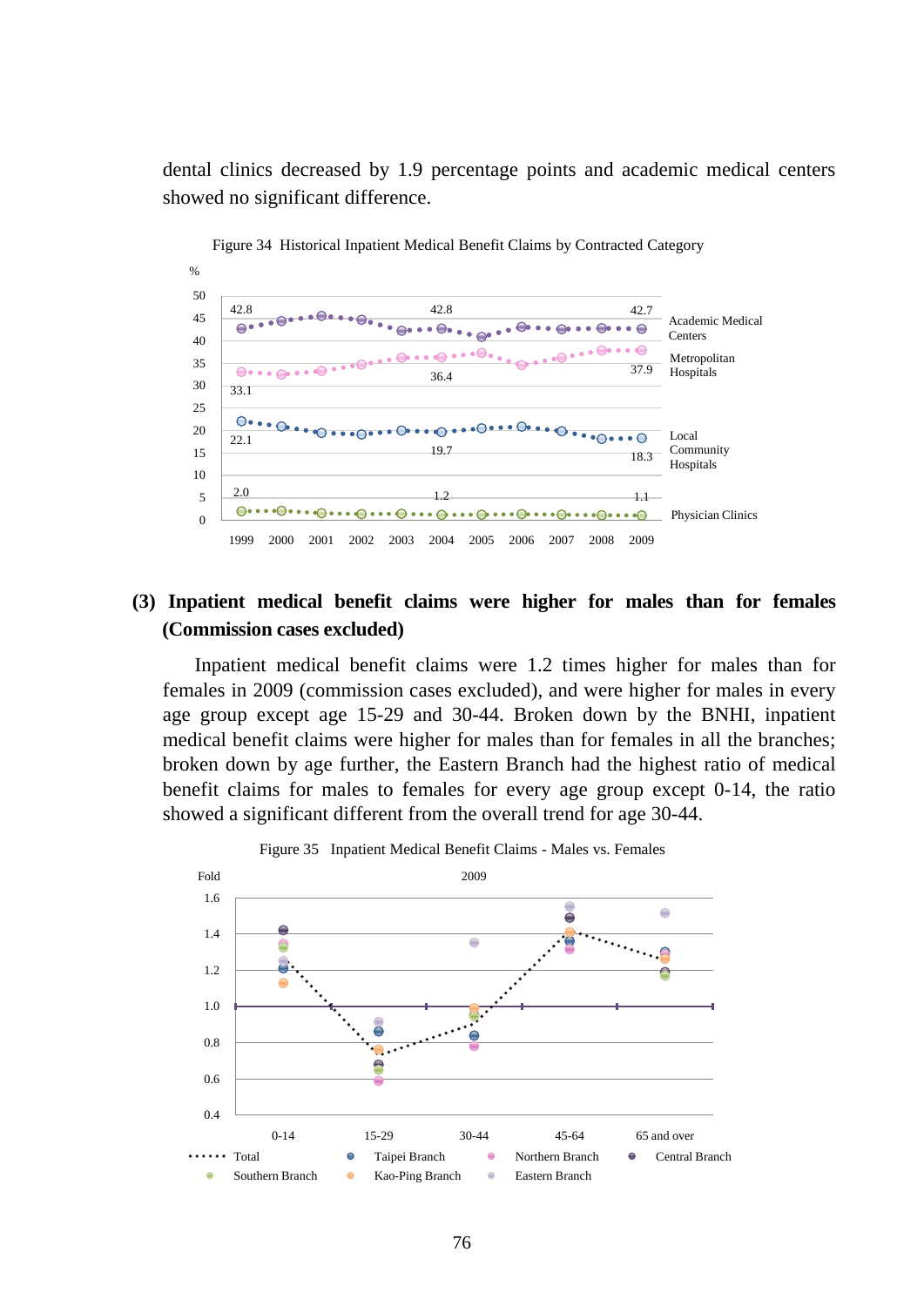dental clinics decreased by 1.9 percentage points and academic medical centers showed no significant difference.

Figure 34 Historical Inpatient Medical Benefit Claims by Contracted Category

### (3) Inpatient medical benefit claims were higher for males than for females (Commission cases excluded)

Inpatient medical benefit claims were 1.2 times higher for males than for females in 2009 (commission cases excluded), and were higher for males in every age group except age 15-29 and 30-44. Broken down by the BNHI, inpatient medical benefit claims were higher for males than for females in all the branches; broken down by age further, the Eastern Branch had the highest ratio of medical benefit claims for males to females for every age group except 0-14, the ratio showed a significant different from the overall trend for age 30-44.

Figure 35 Inpatient Medical Benefit Claims - Males vs. Females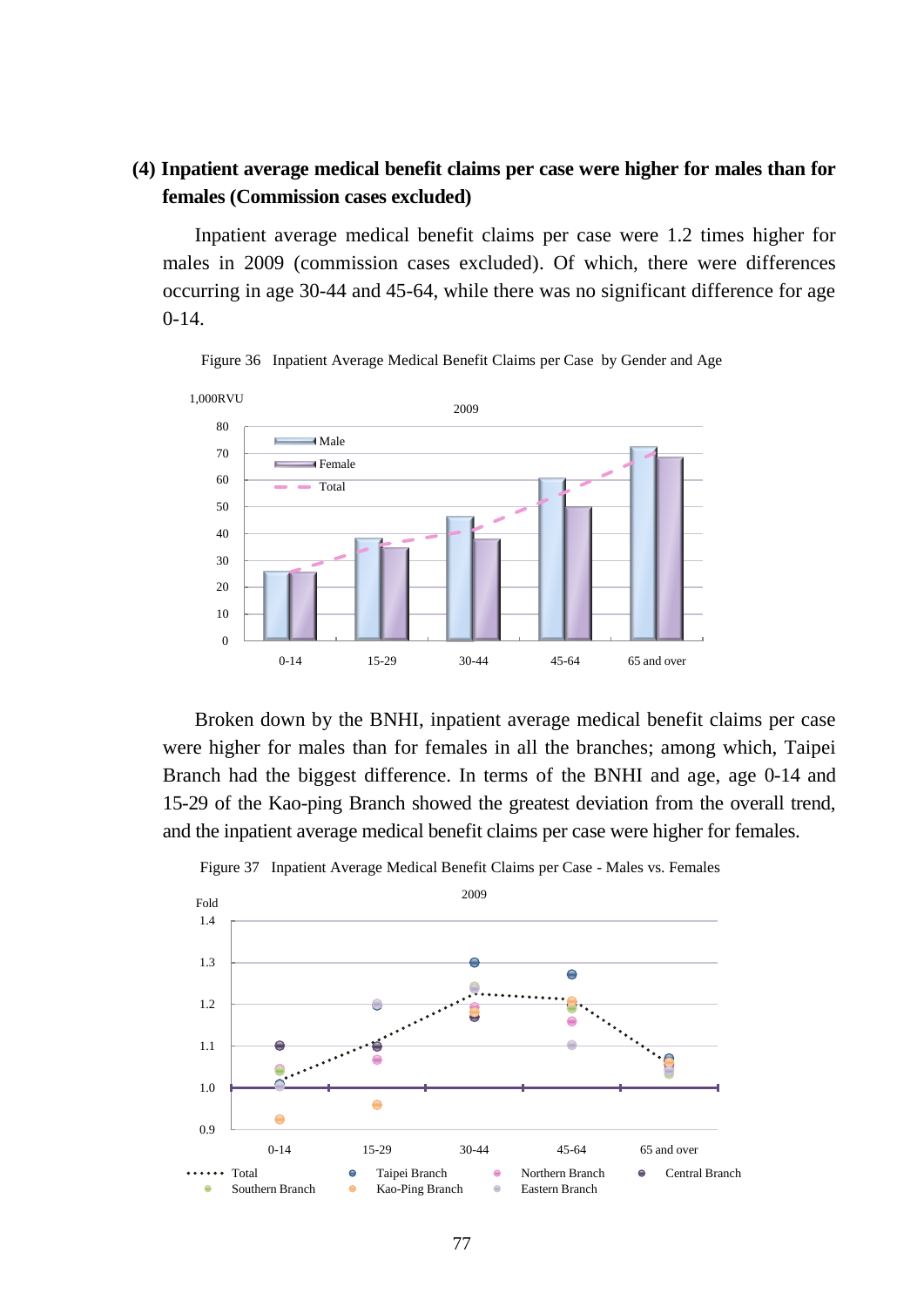### (4) Inpatient average medical benefit claims per case were higher for males than for females (Commission cases excluded)

Inpatient average medical benefit claims per case were 1.2 times higher for males in 2009 (commission cases excluded). Of which, there were differences occurring in age 30-44 and 45-64, while there was no significant difference for age 0-14.

Figure 36 Inpatient Average Medical Benefit Claims per Case by Gender and Age

Broken down by the BNHI, inpatient average medical benefit claims per case were higher for males than for females in all the branches; among which, Taipei Branch had the biggest difference. In terms of the BNHI and age, age 0-14 and 15-29 of the Kao-ping Branch showed the greatest deviation from the overall trend, and the inpatient average medical benefit claims per case were higher for females.

Figure 37 Inpatient Average Medical Benefit Claims per Case - Males vs. Females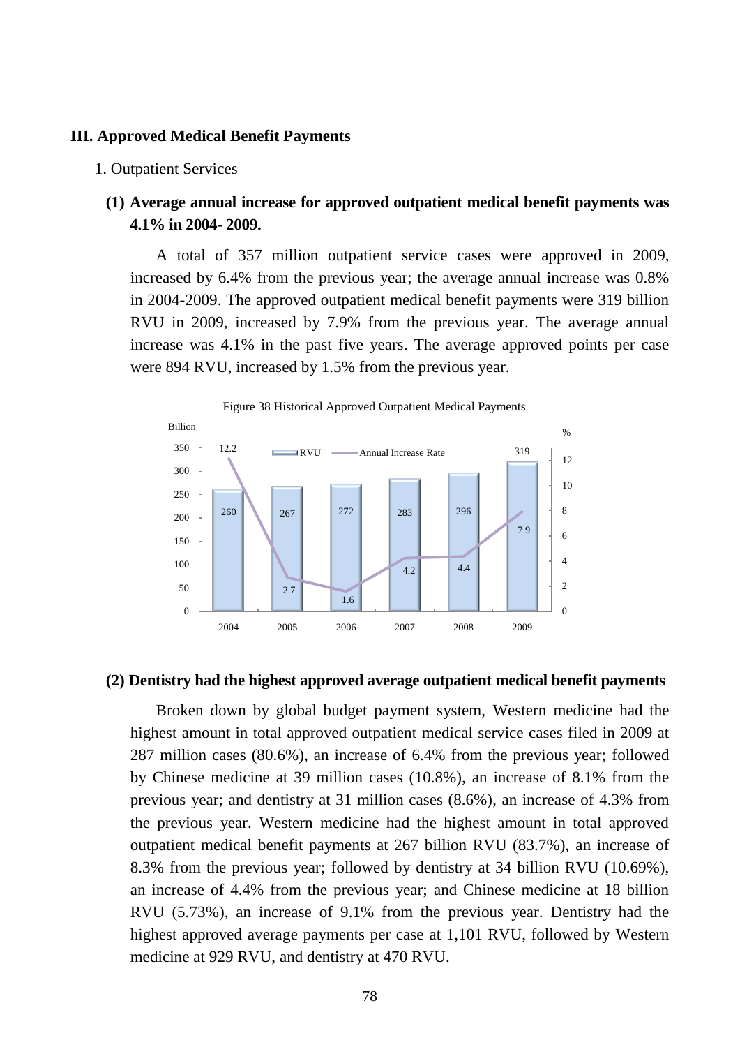## III. Approved Medical Benefit Payments

1. Outpatient Services

### (1) Average annual increase for approved outpatient medical benefit payments was 4.1% in 2004- 2009.

A total of 357 million outpatient service cases were approved in 2009, increased by 6.4% from the previous year; the average annual increase was 0.8% in 2004-2009. The approved outpatient medical benefit payments were 319 billion RVU in 2009, increased by 7.9% from the previous year. The average annual increase was 4.1% in the past five years. The average approved points per case were 894 RVU, increased by 1.5% from the previous year.

Figure 38 Historical Approved Outpatient Medical Payments

| Year | RVU (Billion) | Annual Increase Rate (%) |
|---|---|---|
| 2004 | 260 | 12.2 |
| 2005 | 267 | 2.7 |
| 2006 | 272 | 1.6 |
| 2007 | 283 | 4.2 |
| 2008 | 296 | 4.4 |
| 2009 | 319 | 7.9 |

### (2) Dentistry had the highest approved average outpatient medical benefit payments

Broken down by global budget payment system, Western medicine had the highest amount in total approved outpatient medical service cases filed in 2009 at 287 million cases (80.6%), an increase of 6.4% from the previous year; followed by Chinese medicine at 39 million cases (10.8%), an increase of 8.1% from the previous year; and dentistry at 31 million cases (8.6%), an increase of 4.3% from the previous year. Western medicine had the highest amount in total approved outpatient medical benefit payments at 267 billion RVU (83.7%), an increase of 8.3% from the previous year; followed by dentistry at 34 billion RVU (10.69%), an increase of 4.4% from the previous year; and Chinese medicine at 18 billion RVU (5.73%), an increase of 9.1% from the previous year. Dentistry had the highest approved average payments per case at 1,101 RVU, followed by Western medicine at 929 RVU, and dentistry at 470 RVU.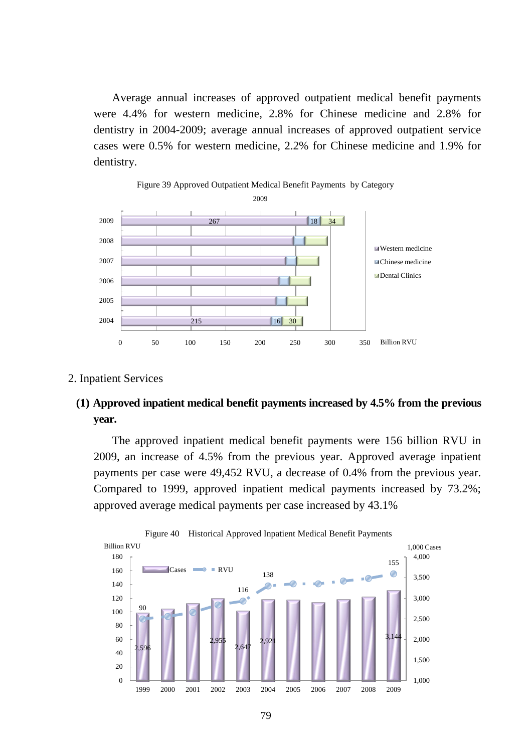Average annual increases of approved outpatient medical benefit payments were 4.4% for western medicine, 2.8% for Chinese medicine and 2.8% for dentistry in 2004-2009; average annual increases of approved outpatient service cases were 0.5% for western medicine, 2.2% for Chinese medicine and 1.9% for dentistry.

Figure 39 Approved Outpatient Medical Benefit Payments by Category

2. Inpatient Services

**(1) Approved inpatient medical benefit payments increased by 4.5% from the previous year.**

The approved inpatient medical benefit payments were 156 billion RVU in 2009, an increase of 4.5% from the previous year. Approved average inpatient payments per case were 49,452 RVU, a decrease of 0.4% from the previous year. Compared to 1999, approved inpatient medical payments increased by 73.2%; approved average medical payments per case increased by 43.1%

Figure 40 Historical Approved Inpatient Medical Benefit Payments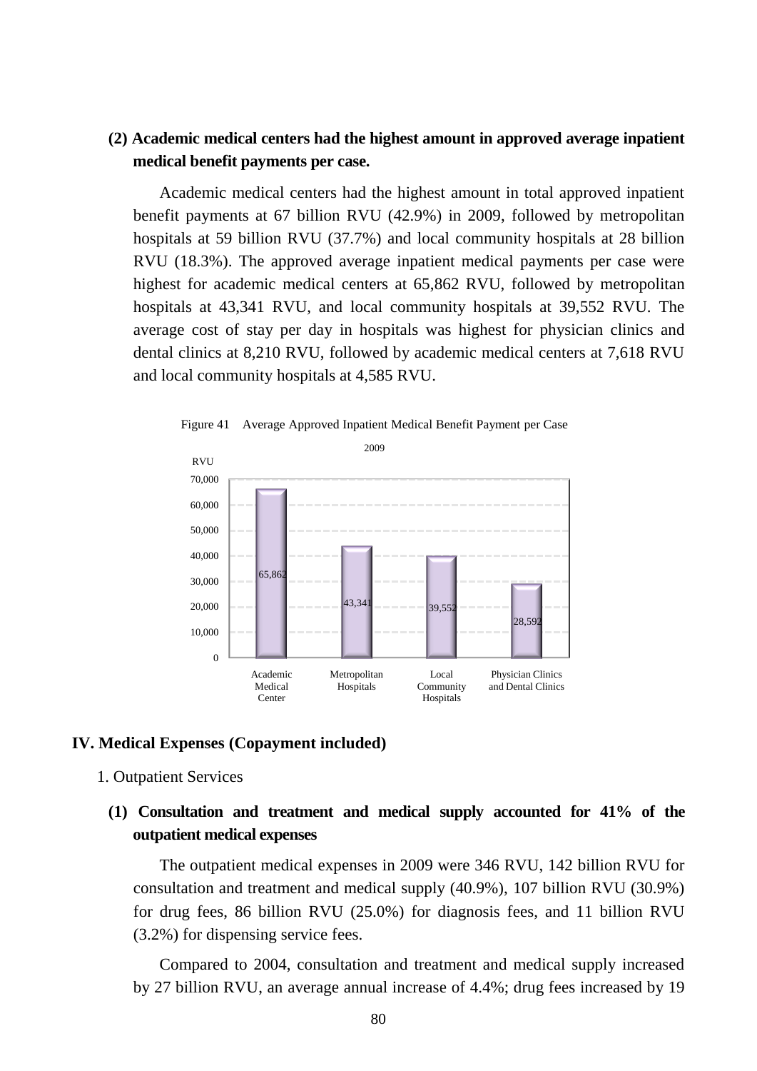### (2) Academic medical centers had the highest amount in approved average inpatient medical benefit payments per case.

Academic medical centers had the highest amount in total approved inpatient benefit payments at 67 billion RVU (42.9%) in 2009, followed by metropolitan hospitals at 59 billion RVU (37.7%) and local community hospitals at 28 billion RVU (18.3%). The approved average inpatient medical payments per case were highest for academic medical centers at 65,862 RVU, followed by metropolitan hospitals at 43,341 RVU, and local community hospitals at 39,552 RVU. The average cost of stay per day in hospitals was highest for physician clinics and dental clinics at 8,210 RVU, followed by academic medical centers at 7,618 RVU and local community hospitals at 4,585 RVU.

Figure 41 Average Approved Inpatient Medical Benefit Payment per Case

2009

| | RVU |
|---|---|
| Academic Medical Center | 65,862 |
| Metropolitan Hospitals | 43,341 |
| Local Community Hospitals | 39,552 |
| Physician Clinics and Dental Clinics | 28,592 |

## IV. Medical Expenses (Copayment included)

1. Outpatient Services

### (1) Consultation and treatment and medical supply accounted for 41% of the outpatient medical expenses

The outpatient medical expenses in 2009 were 346 RVU, 142 billion RVU for consultation and treatment and medical supply (40.9%), 107 billion RVU (30.9%) for drug fees, 86 billion RVU (25.0%) for diagnosis fees, and 11 billion RVU (3.2%) for dispensing service fees.

Compared to 2004, consultation and treatment and medical supply increased by 27 billion RVU, an average annual increase of 4.4%; drug fees increased by 19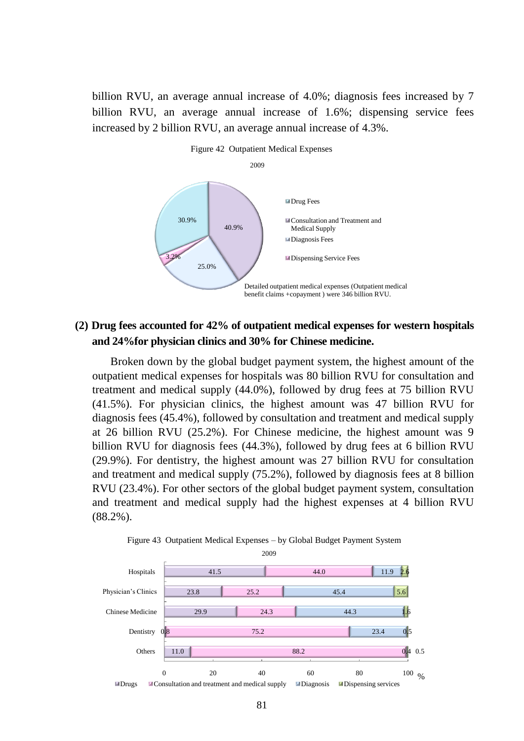billion RVU, an average annual increase of 4.0%; diagnosis fees increased by 7 billion RVU, an average annual increase of 1.6%; dispensing service fees increased by 2 billion RVU, an average annual increase of 4.3%.

Figure 42 Outpatient Medical Expenses

2009

| Category | Share |
|---|---|
| Drug Fees | 30.9% |
| Consultation and Treatment and Medical Supply | 40.9% |
| Diagnosis Fees | 25.0% |
| Dispensing Service Fees | 3.2% |

Detailed outpatient medical expenses (Outpatient medical benefit claims +copayment ) were 346 billion RVU.

**(2) Drug fees accounted for 42% of outpatient medical expenses for western hospitals and 24%for physician clinics and 30% for Chinese medicine.**

Broken down by the global budget payment system, the highest amount of the outpatient medical expenses for hospitals was 80 billion RVU for consultation and treatment and medical supply (44.0%), followed by drug fees at 75 billion RVU (41.5%). For physician clinics, the highest amount was 47 billion RVU for diagnosis fees (45.4%), followed by consultation and treatment and medical supply at 26 billion RVU (25.2%). For Chinese medicine, the highest amount was 9 billion RVU for diagnosis fees (44.3%), followed by drug fees at 6 billion RVU (29.9%). For dentistry, the highest amount was 27 billion RVU for consultation and treatment and medical supply (75.2%), followed by diagnosis fees at 8 billion RVU (23.4%). For other sectors of the global budget payment system, consultation and treatment and medical supply had the highest expenses at 4 billion RVU (88.2%).

Figure 43 Outpatient Medical Expenses – by Global Budget Payment System

2009

| | Drugs | Consultation and treatment and medical supply | Diagnosis | Dispensing services |
|---|---|---|---|---|
| Hospitals | 41.5 | 44.0 | 11.9 | 2.6 |
| Physician's Clinics | 23.8 | 25.2 | 45.4 | 5.6 |
| Chinese Medicine | 29.9 | 24.3 | 44.3 | 1.6 |
| Dentistry | 0.8 | 75.2 | 23.4 | 0.5 |
| Others | 11.0 | 88.2 | 0.4 | 0.5 |

%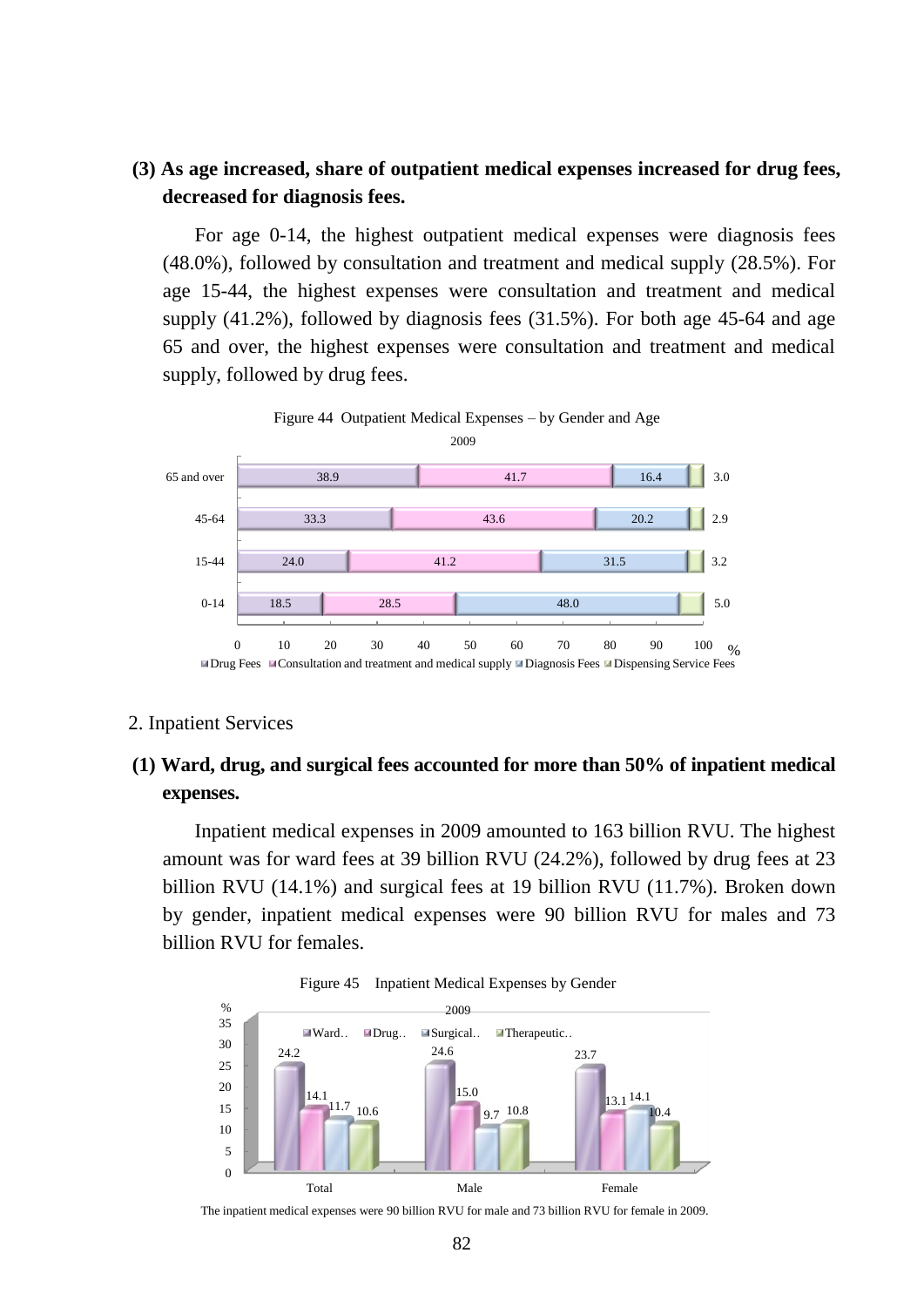**(3) As age increased, share of outpatient medical expenses increased for drug fees, decreased for diagnosis fees.**

For age 0-14, the highest outpatient medical expenses were diagnosis fees (48.0%), followed by consultation and treatment and medical supply (28.5%). For age 15-44, the highest expenses were consultation and treatment and medical supply (41.2%), followed by diagnosis fees (31.5%). For both age 45-64 and age 65 and over, the highest expenses were consultation and treatment and medical supply, followed by drug fees.

Figure 44 Outpatient Medical Expenses – by Gender and Age

2009

| Age | Drug Fees | Consultation and treatment and medical supply | Diagnosis Fees | Dispensing Service Fees |
|---|---|---|---|---|
| 65 and over | 38.9 | 41.7 | 16.4 | 3.0 |
| 45-64 | 33.3 | 43.6 | 20.2 | 2.9 |
| 15-44 | 24.0 | 41.2 | 31.5 | 3.2 |
| 0-14 | 18.5 | 28.5 | 48.0 | 5.0 |

2. Inpatient Services

**(1) Ward, drug, and surgical fees accounted for more than 50% of inpatient medical expenses.**

Inpatient medical expenses in 2009 amounted to 163 billion RVU. The highest amount was for ward fees at 39 billion RVU (24.2%), followed by drug fees at 23 billion RVU (14.1%) and surgical fees at 19 billion RVU (11.7%). Broken down by gender, inpatient medical expenses were 90 billion RVU for males and 73 billion RVU for females.

Figure 45 Inpatient Medical Expenses by Gender

2009

| % | Ward.. | Drug.. | Surgical.. | Therapeutic.. |
|---|---|---|---|---|
| Total | 24.2 | 14.1 | 11.7 | 10.6 |
| Male | 24.6 | 15.0 | 9.7 | 10.8 |
| Female | 23.7 | 13.1 | 14.1 | 10.4 |

The inpatient medical expenses were 90 billion RVU for male and 73 billion RVU for female in 2009.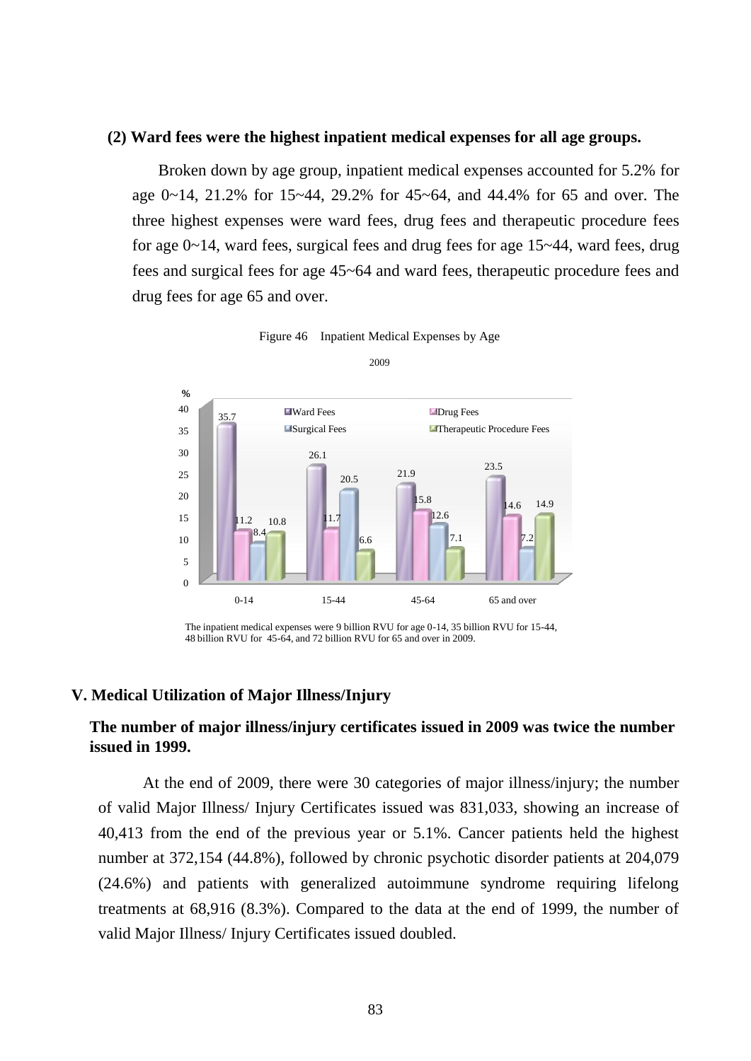**(2) Ward fees were the highest inpatient medical expenses for all age groups.**

Broken down by age group, inpatient medical expenses accounted for 5.2% for age 0~14, 21.2% for 15~44, 29.2% for 45~64, and 44.4% for 65 and over. The three highest expenses were ward fees, drug fees and therapeutic procedure fees for age 0~14, ward fees, surgical fees and drug fees for age 15~44, ward fees, drug fees and surgical fees for age 45~64 and ward fees, therapeutic procedure fees and drug fees for age 65 and over.

Figure 46 Inpatient Medical Expenses by Age

2009

| % | 0-14 | 15-44 | 45-64 | 65 and over |
|---|---|---|---|---|
| Ward Fees | 35.7 | 26.1 | 21.9 | 23.5 |
| Drug Fees | 11.2 | 11.7 | 15.8 | 14.6 |
| Surgical Fees | 8.4 | 20.5 | 12.6 | 7.2 |
| Therapeutic Procedure Fees | 10.8 | 6.6 | 7.1 | 14.9 |

The inpatient medical expenses were 9 billion RVU for age 0-14, 35 billion RVU for 15-44, 48 billion RVU for 45-64, and 72 billion RVU for 65 and over in 2009.

## V. Medical Utilization of Major Illness/Injury

### The number of major illness/injury certificates issued in 2009 was twice the number issued in 1999.

At the end of 2009, there were 30 categories of major illness/injury; the number of valid Major Illness/ Injury Certificates issued was 831,033, showing an increase of 40,413 from the end of the previous year or 5.1%. Cancer patients held the highest number at 372,154 (44.8%), followed by chronic psychotic disorder patients at 204,079 (24.6%) and patients with generalized autoimmune syndrome requiring lifelong treatments at 68,916 (8.3%). Compared to the data at the end of 1999, the number of valid Major Illness/ Injury Certificates issued doubled.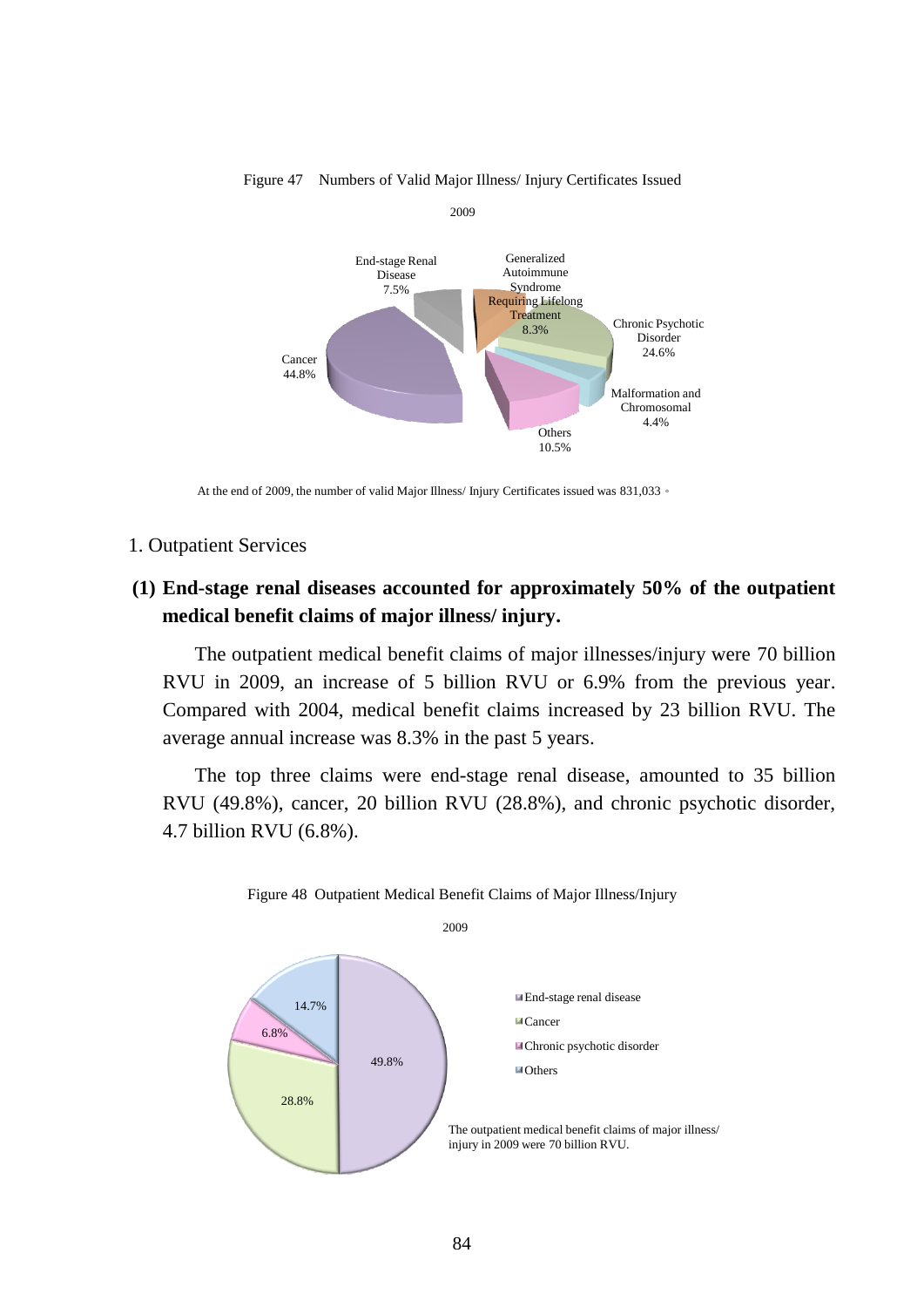Figure 47 Numbers of Valid Major Illness/ Injury Certificates Issued

2009

End-stage Renal Disease 7.5%

Generalized Autoimmune Syndrome Requiring Lifelong Treatment 8.3%

Chronic Psychotic Disorder 24.6%

Malformation and Chromosomal 4.4%

Others 10.5%

Cancer 44.8%

At the end of 2009, the number of valid Major Illness/ Injury Certificates issued was 831,033。

1. Outpatient Services

**(1) End-stage renal diseases accounted for approximately 50% of the outpatient medical benefit claims of major illness/ injury.**

The outpatient medical benefit claims of major illnesses/injury were 70 billion RVU in 2009, an increase of 5 billion RVU or 6.9% from the previous year. Compared with 2004, medical benefit claims increased by 23 billion RVU. The average annual increase was 8.3% in the past 5 years.

The top three claims were end-stage renal disease, amounted to 35 billion RVU (49.8%), cancer, 20 billion RVU (28.8%), and chronic psychotic disorder, 4.7 billion RVU (6.8%).

Figure 48 Outpatient Medical Benefit Claims of Major Illness/Injury

2009

- End-stage renal disease: 49.8%
- Cancer: 28.8%
- Chronic psychotic disorder: 6.8%
- Others: 14.7%

The outpatient medical benefit claims of major illness/ injury in 2009 were 70 billion RVU.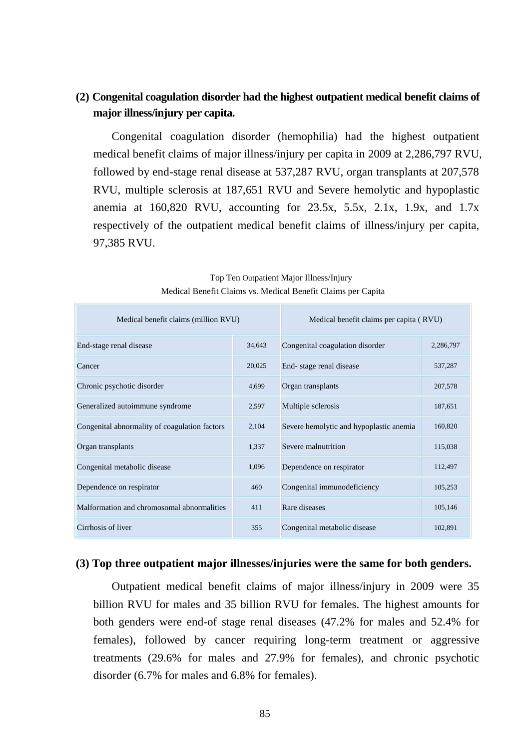### (2) Congenital coagulation disorder had the highest outpatient medical benefit claims of major illness/injury per capita.

Congenital coagulation disorder (hemophilia) had the highest outpatient medical benefit claims of major illness/injury per capita in 2009 at 2,286,797 RVU, followed by end-stage renal disease at 537,287 RVU, organ transplants at 207,578 RVU, multiple sclerosis at 187,651 RVU and Severe hemolytic and hypoplastic anemia at 160,820 RVU, accounting for 23.5x, 5.5x, 2.1x, 1.9x, and 1.7x respectively of the outpatient medical benefit claims of illness/injury per capita, 97,385 RVU.

Top Ten Outpatient Major Illness/Injury
Medical Benefit Claims vs. Medical Benefit Claims per Capita

| Medical benefit claims (million RVU) | | Medical benefit claims per capita ( RVU) | |
|---|---|---|---|
| End-stage renal disease | 34,643 | Congenital coagulation disorder | 2,286,797 |
| Cancer | 20,025 | End- stage renal disease | 537,287 |
| Chronic psychotic disorder | 4,699 | Organ transplants | 207,578 |
| Generalized autoimmune syndrome | 2,597 | Multiple sclerosis | 187,651 |
| Congenital abnormality of coagulation factors | 2,104 | Severe hemolytic and hypoplastic anemia | 160,820 |
| Organ transplants | 1,337 | Severe malnutrition | 115,038 |
| Congenital metabolic disease | 1,096 | Dependence on respirator | 112,497 |
| Dependence on respirator | 460 | Congenital immunodeficiency | 105,253 |
| Malformation and chromosomal abnormalities | 411 | Rare diseases | 105,146 |
| Cirrhosis of liver | 355 | Congenital metabolic disease | 102,891 |

### (3) Top three outpatient major illnesses/injuries were the same for both genders.

Outpatient medical benefit claims of major illness/injury in 2009 were 35 billion RVU for males and 35 billion RVU for females. The highest amounts for both genders were end-of stage renal diseases (47.2% for males and 52.4% for females), followed by cancer requiring long-term treatment or aggressive treatments (29.6% for males and 27.9% for females), and chronic psychotic disorder (6.7% for males and 6.8% for females).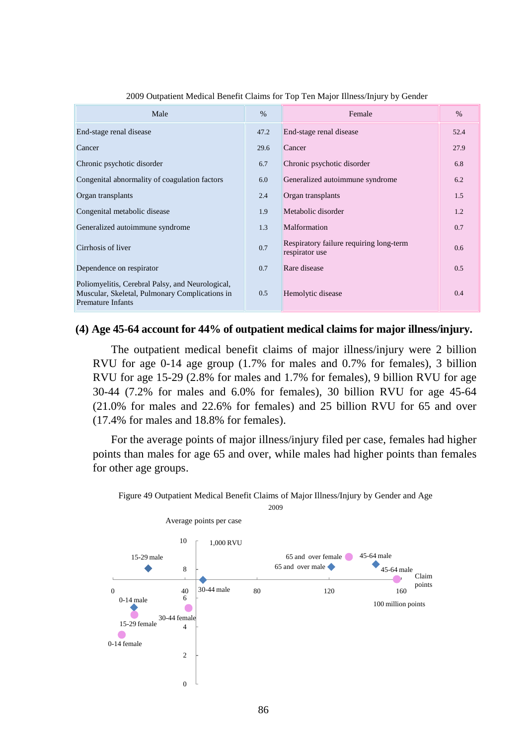2009 Outpatient Medical Benefit Claims for Top Ten Major Illness/Injury by Gender

| Male | % | Female | % |
|---|---|---|---|
| End-stage renal disease | 47.2 | End-stage renal disease | 52.4 |
| Cancer | 29.6 | Cancer | 27.9 |
| Chronic psychotic disorder | 6.7 | Chronic psychotic disorder | 6.8 |
| Congenital abnormality of coagulation factors | 6.0 | Generalized autoimmune syndrome | 6.2 |
| Organ transplants | 2.4 | Organ transplants | 1.5 |
| Congenital metabolic disease | 1.9 | Metabolic disorder | 1.2 |
| Generalized autoimmune syndrome | 1.3 | Malformation | 0.7 |
| Cirrhosis of liver | 0.7 | Respiratory failure requiring long-term respirator use | 0.6 |
| Dependence on respirator | 0.7 | Rare disease | 0.5 |
| Poliomyelitis, Cerebral Palsy, and Neurological, Muscular, Skeletal, Pulmonary Complications in Premature Infants | 0.5 | Hemolytic disease | 0.4 |

**(4) Age 45-64 account for 44% of outpatient medical claims for major illness/injury.**

The outpatient medical benefit claims of major illness/injury were 2 billion RVU for age 0-14 age group (1.7% for males and 0.7% for females), 3 billion RVU for age 15-29 (2.8% for males and 1.7% for females), 9 billion RVU for age 30-44 (7.2% for males and 6.0% for females), 30 billion RVU for age 45-64 (21.0% for males and 22.6% for females) and 25 billion RVU for 65 and over (17.4% for males and 18.8% for females).

For the average points of major illness/injury filed per case, females had higher points than males for age 65 and over, while males had higher points than females for other age groups.

Figure 49 Outpatient Medical Benefit Claims of Major Illness/Injury by Gender and Age

2009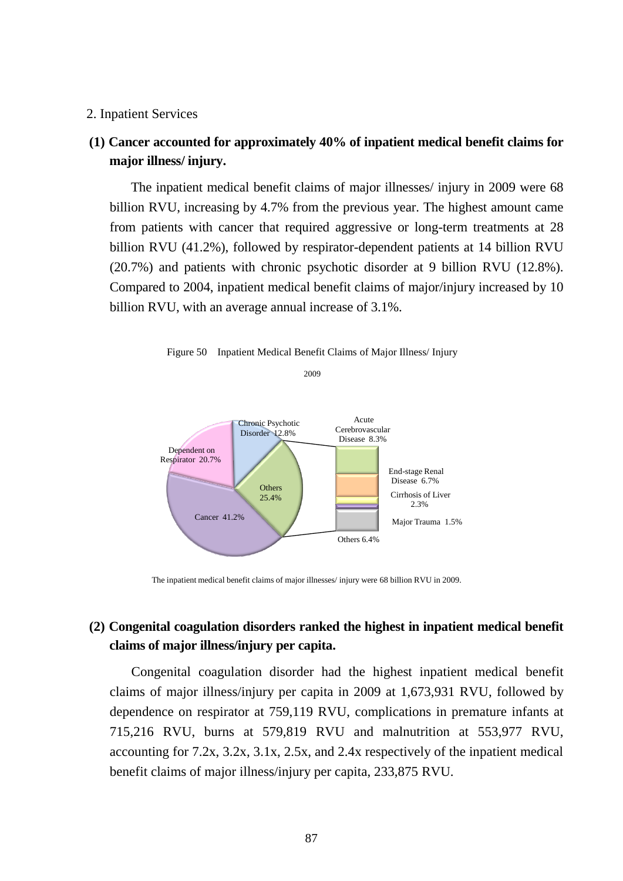2. Inpatient Services

**(1) Cancer accounted for approximately 40% of inpatient medical benefit claims for major illness/ injury.**

The inpatient medical benefit claims of major illnesses/ injury in 2009 were 68 billion RVU, increasing by 4.7% from the previous year. The highest amount came from patients with cancer that required aggressive or long-term treatments at 28 billion RVU (41.2%), followed by respirator-dependent patients at 14 billion RVU (20.7%) and patients with chronic psychotic disorder at 9 billion RVU (12.8%). Compared to 2004, inpatient medical benefit claims of major/injury increased by 10 billion RVU, with an average annual increase of 3.1%.

Figure 50 Inpatient Medical Benefit Claims of Major Illness/ Injury

2009

Cancer 41.2%
Dependent on Respirator 20.7%
Chronic Psychotic Disorder 12.8%
Others 25.4%
Acute Cerebrovascular Disease 8.3%
End-stage Renal Disease 6.7%
Cirrhosis of Liver 2.3%
Major Trauma 1.5%
Others 6.4%

The inpatient medical benefit claims of major illnesses/ injury were 68 billion RVU in 2009.

**(2) Congenital coagulation disorders ranked the highest in inpatient medical benefit claims of major illness/injury per capita.**

Congenital coagulation disorder had the highest inpatient medical benefit claims of major illness/injury per capita in 2009 at 1,673,931 RVU, followed by dependence on respirator at 759,119 RVU, complications in premature infants at 715,216 RVU, burns at 579,819 RVU and malnutrition at 553,977 RVU, accounting for 7.2x, 3.2x, 3.1x, 2.5x, and 2.4x respectively of the inpatient medical benefit claims of major illness/injury per capita, 233,875 RVU.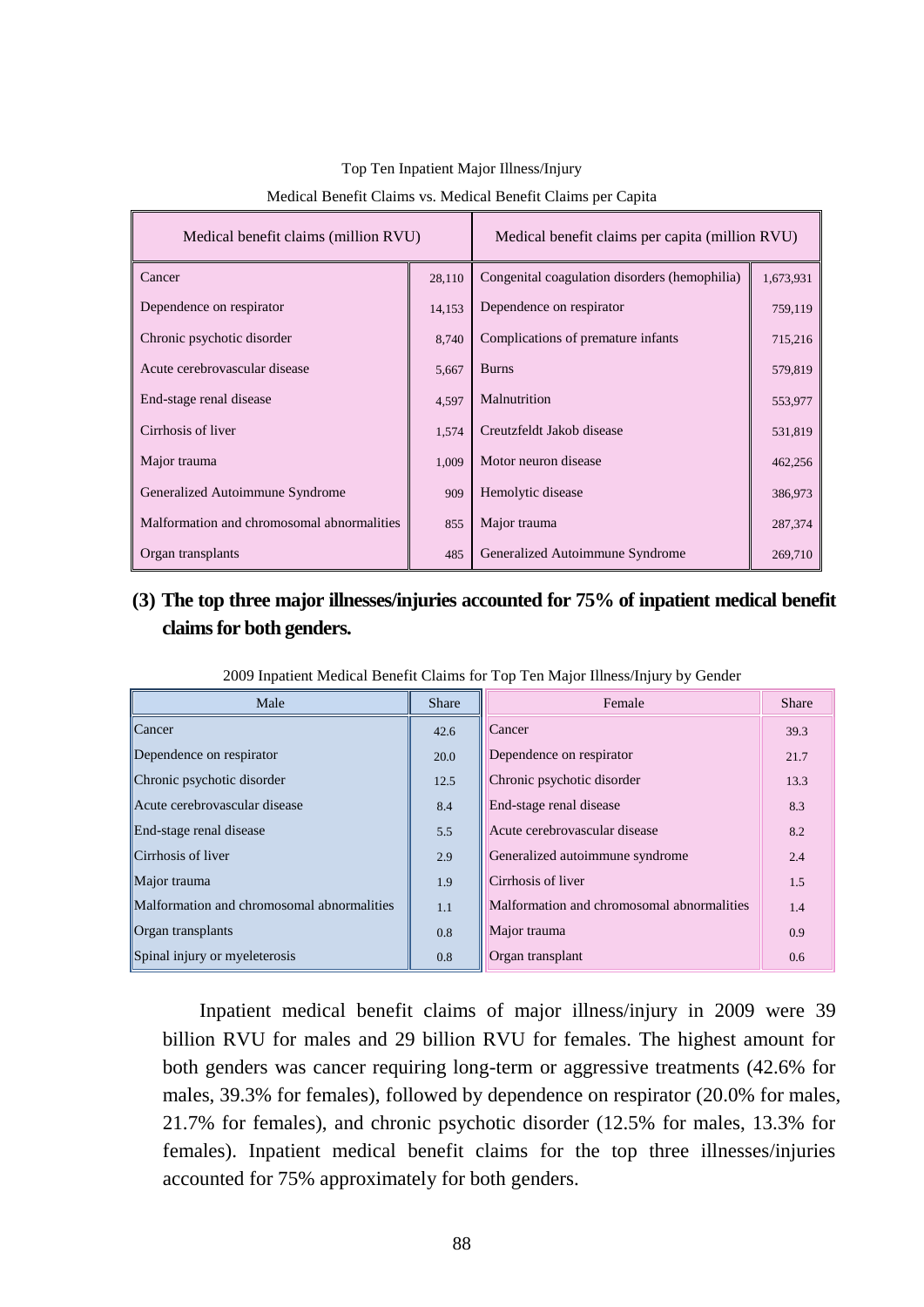Top Ten Inpatient Major Illness/Injury

Medical Benefit Claims vs. Medical Benefit Claims per Capita

| Medical benefit claims (million RVU) | | Medical benefit claims per capita (million RVU) | |
|---|---|---|---|
| Cancer | 28,110 | Congenital coagulation disorders (hemophilia) | 1,673,931 |
| Dependence on respirator | 14,153 | Dependence on respirator | 759,119 |
| Chronic psychotic disorder | 8,740 | Complications of premature infants | 715,216 |
| Acute cerebrovascular disease | 5,667 | Burns | 579,819 |
| End-stage renal disease | 4,597 | Malnutrition | 553,977 |
| Cirrhosis of liver | 1,574 | Creutzfeldt Jakob disease | 531,819 |
| Major trauma | 1,009 | Motor neuron disease | 462,256 |
| Generalized Autoimmune Syndrome | 909 | Hemolytic disease | 386,973 |
| Malformation and chromosomal abnormalities | 855 | Major trauma | 287,374 |
| Organ transplants | 485 | Generalized Autoimmune Syndrome | 269,710 |

### (3) The top three major illnesses/injuries accounted for 75% of inpatient medical benefit claims for both genders.

2009 Inpatient Medical Benefit Claims for Top Ten Major Illness/Injury by Gender

| Male | Share | Female | Share |
|---|---|---|---|
| Cancer | 42.6 | Cancer | 39.3 |
| Dependence on respirator | 20.0 | Dependence on respirator | 21.7 |
| Chronic psychotic disorder | 12.5 | Chronic psychotic disorder | 13.3 |
| Acute cerebrovascular disease | 8.4 | End-stage renal disease | 8.3 |
| End-stage renal disease | 5.5 | Acute cerebrovascular disease | 8.2 |
| Cirrhosis of liver | 2.9 | Generalized autoimmune syndrome | 2.4 |
| Major trauma | 1.9 | Cirrhosis of liver | 1.5 |
| Malformation and chromosomal abnormalities | 1.1 | Malformation and chromosomal abnormalities | 1.4 |
| Organ transplants | 0.8 | Major trauma | 0.9 |
| Spinal injury or myeleterosis | 0.8 | Organ transplant | 0.6 |

Inpatient medical benefit claims of major illness/injury in 2009 were 39 billion RVU for males and 29 billion RVU for females. The highest amount for both genders was cancer requiring long-term or aggressive treatments (42.6% for males, 39.3% for females), followed by dependence on respirator (20.0% for males, 21.7% for females), and chronic psychotic disorder (12.5% for males, 13.3% for females). Inpatient medical benefit claims for the top three illnesses/injuries accounted for 75% approximately for both genders.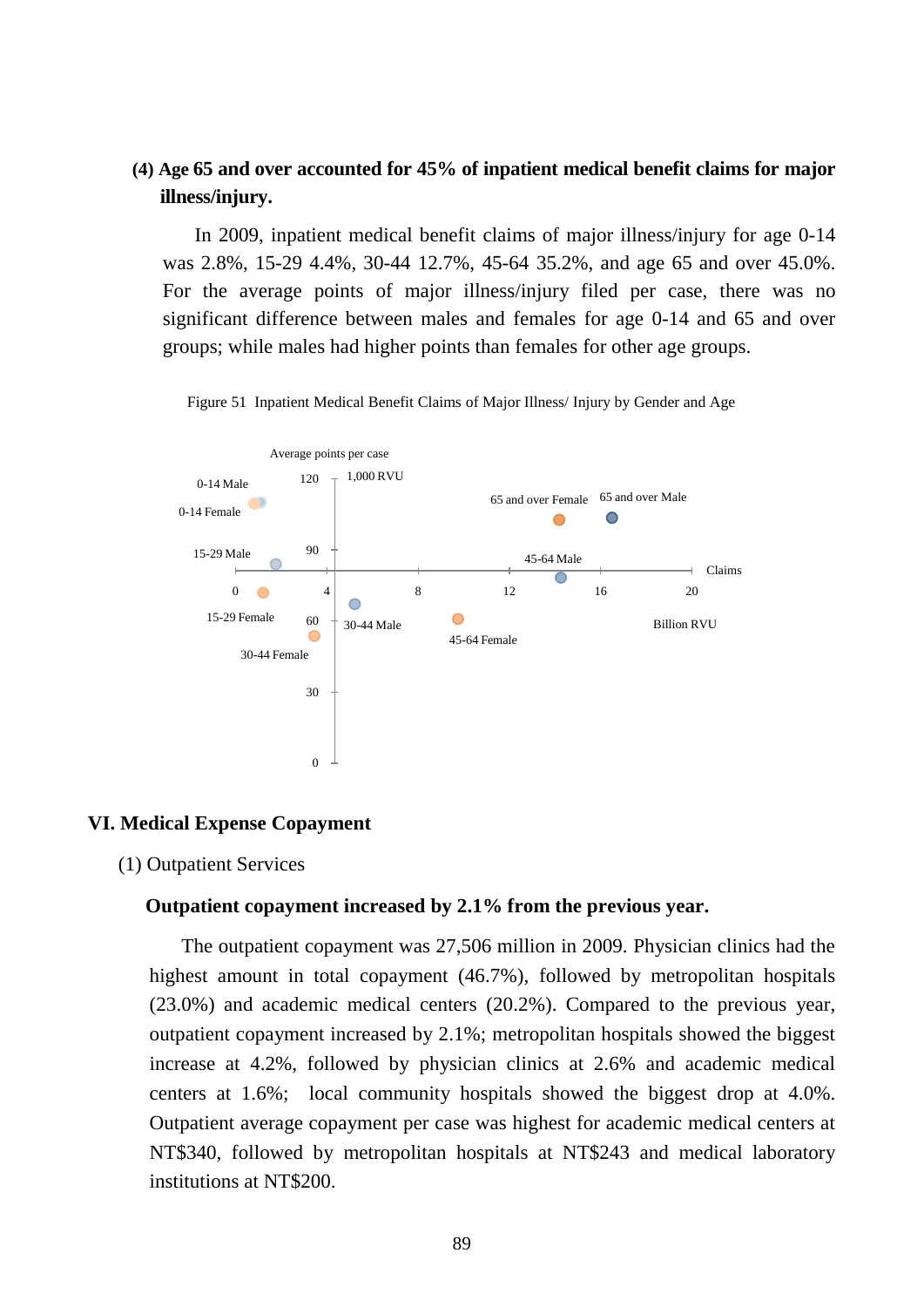### (4) Age 65 and over accounted for 45% of inpatient medical benefit claims for major illness/injury.

In 2009, inpatient medical benefit claims of major illness/injury for age 0-14 was 2.8%, 15-29 4.4%, 30-44 12.7%, 45-64 35.2%, and age 65 and over 45.0%. For the average points of major illness/injury filed per case, there was no significant difference between males and females for age 0-14 and 65 and over groups; while males had higher points than females for other age groups.

Figure 51 Inpatient Medical Benefit Claims of Major Illness/ Injury by Gender and Age

## VI. Medical Expense Copayment

(1) Outpatient Services

**Outpatient copayment increased by 2.1% from the previous year.**

The outpatient copayment was 27,506 million in 2009. Physician clinics had the highest amount in total copayment (46.7%), followed by metropolitan hospitals (23.0%) and academic medical centers (20.2%). Compared to the previous year, outpatient copayment increased by 2.1%; metropolitan hospitals showed the biggest increase at 4.2%, followed by physician clinics at 2.6% and academic medical centers at 1.6%; local community hospitals showed the biggest drop at 4.0%. Outpatient average copayment per case was highest for academic medical centers at NT$340, followed by metropolitan hospitals at NT$243 and medical laboratory institutions at NT$200.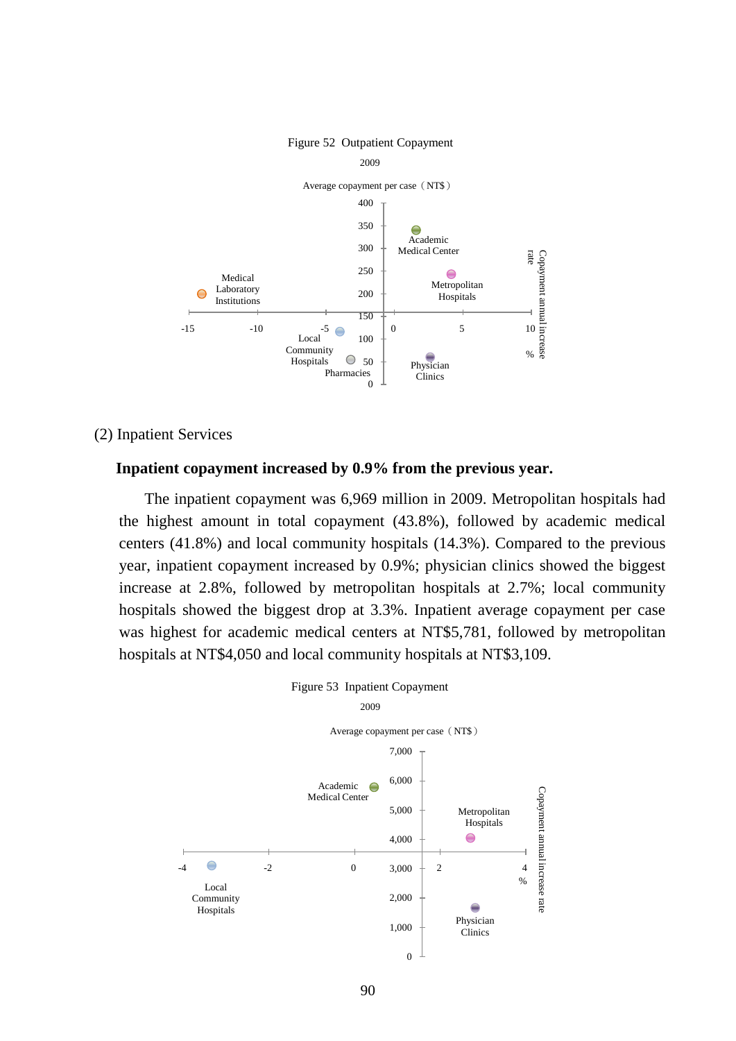Figure 52 Outpatient Copayment

2009

Average copayment per case（NT$）

400
350
300
250
200
150
100
50
0

-15 -10 -5 0 5 10

Copayment annual increase rate %

Academic Medical Center

Metropolitan Hospitals

Medical Laboratory Institutions

Local Community Hospitals

Pharmacies

Physician Clinics

(2) Inpatient Services

**Inpatient copayment increased by 0.9% from the previous year.**

The inpatient copayment was 6,969 million in 2009. Metropolitan hospitals had the highest amount in total copayment (43.8%), followed by academic medical centers (41.8%) and local community hospitals (14.3%). Compared to the previous year, inpatient copayment increased by 0.9%; physician clinics showed the biggest increase at 2.8%, followed by metropolitan hospitals at 2.7%; local community hospitals showed the biggest drop at 3.3%. Inpatient average copayment per case was highest for academic medical centers at NT$5,781, followed by metropolitan hospitals at NT$4,050 and local community hospitals at NT$3,109.

Figure 53 Inpatient Copayment

2009

Average copayment per case（NT$）

7,000
6,000
5,000
4,000
3,000
2,000
1,000
0

-4 -2 0 2 4

Copayment annual increase rate %

Academic Medical Center

Metropolitan Hospitals

Local Community Hospitals

Physician Clinics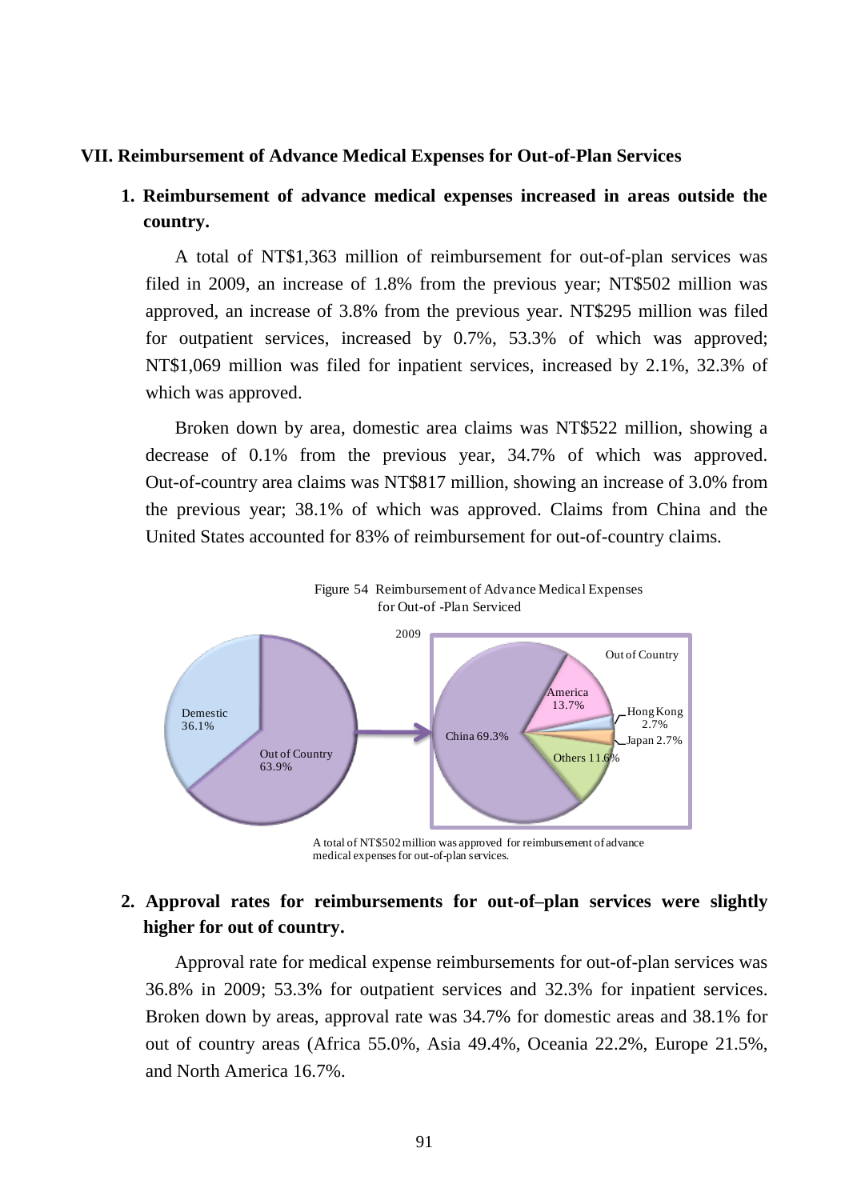## VII. Reimbursement of Advance Medical Expenses for Out-of-Plan Services

### 1. Reimbursement of advance medical expenses increased in areas outside the country.

A total of NT$1,363 million of reimbursement for out-of-plan services was filed in 2009, an increase of 1.8% from the previous year; NT$502 million was approved, an increase of 3.8% from the previous year. NT$295 million was filed for outpatient services, increased by 0.7%, 53.3% of which was approved; NT$1,069 million was filed for inpatient services, increased by 2.1%, 32.3% of which was approved.

Broken down by area, domestic area claims was NT$522 million, showing a decrease of 0.1% from the previous year, 34.7% of which was approved. Out-of-country area claims was NT$817 million, showing an increase of 3.0% from the previous year; 38.1% of which was approved. Claims from China and the United States accounted for 83% of reimbursement for out-of-country claims.

Figure 54 Reimbursement of Advance Medical Expenses for Out-of -Plan Serviced

2009

Demestic 36.1%; Out of Country 63.9%

Out of Country: China 69.3%; America 13.7%; Hong Kong 2.7%; Japan 2.7%; Others 11.6%

A total of NT$502 million was approved for reimbursement of advance medical expenses for out-of-plan services.

### 2. Approval rates for reimbursements for out-of–plan services were slightly higher for out of country.

Approval rate for medical expense reimbursements for out-of-plan services was 36.8% in 2009; 53.3% for outpatient services and 32.3% for inpatient services. Broken down by areas, approval rate was 34.7% for domestic areas and 38.1% for out of country areas (Africa 55.0%, Asia 49.4%, Oceania 22.2%, Europe 21.5%, and North America 16.7%.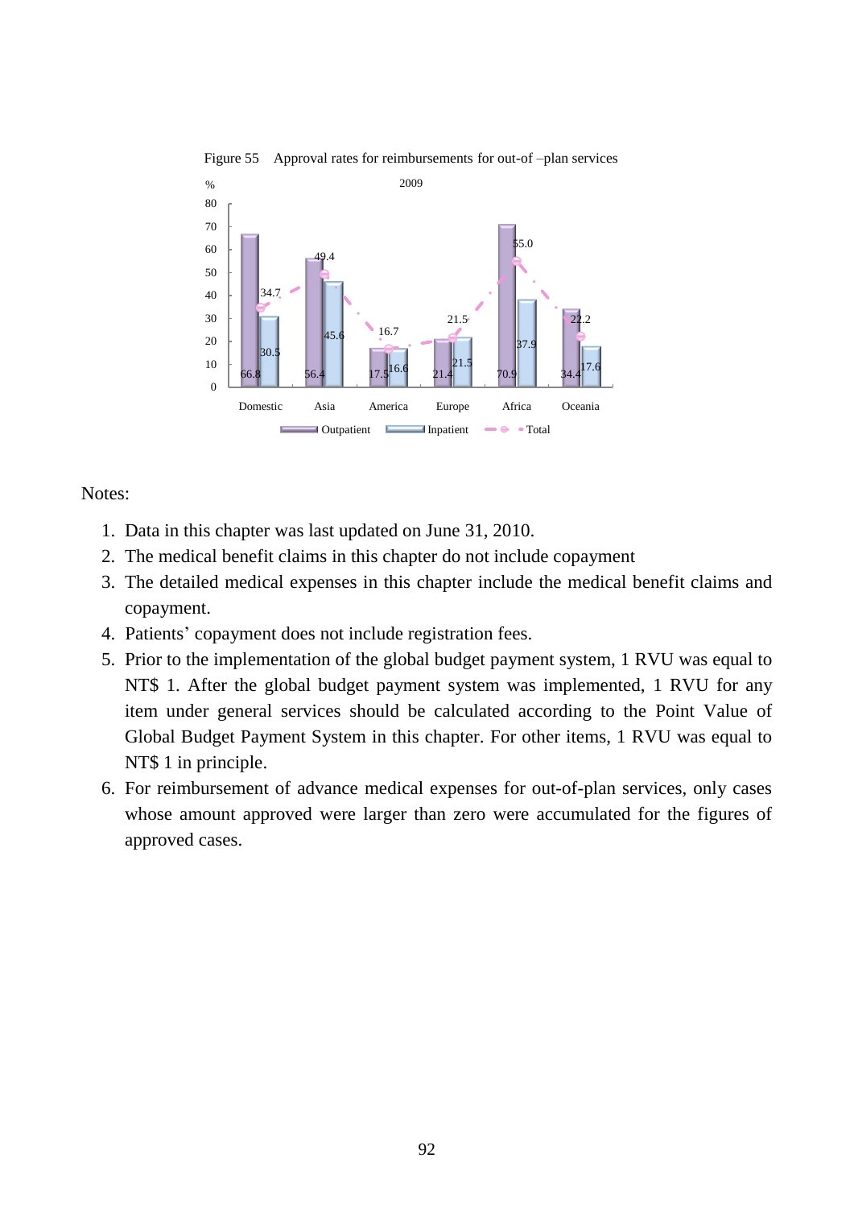Figure 55 Approval rates for reimbursements for out-of –plan services

2009

%

80
70
60
50
40
30
20
10
0

Domestic: 66.8, 30.5, 34.7
Asia: 56.4, 45.6, 49.4
America: 17.5, 16.6, 16.7
Europe: 21.4, 21.5, 21.5
Africa: 70.9, 37.9, 55.0
Oceania: 34.4, 17.6, 22.2

Outpatient
Inpatient
Total

Notes:

1. Data in this chapter was last updated on June 31, 2010.
2. The medical benefit claims in this chapter do not include copayment
3. The detailed medical expenses in this chapter include the medical benefit claims and copayment.
4. Patients' copayment does not include registration fees.
5. Prior to the implementation of the global budget payment system, 1 RVU was equal to NT$ 1. After the global budget payment system was implemented, 1 RVU for any item under general services should be calculated according to the Point Value of Global Budget Payment System in this chapter. For other items, 1 RVU was equal to NT$ 1 in principle.
6. For reimbursement of advance medical expenses for out-of-plan services, only cases whose amount approved were larger than zero were accumulated for the figures of approved cases.